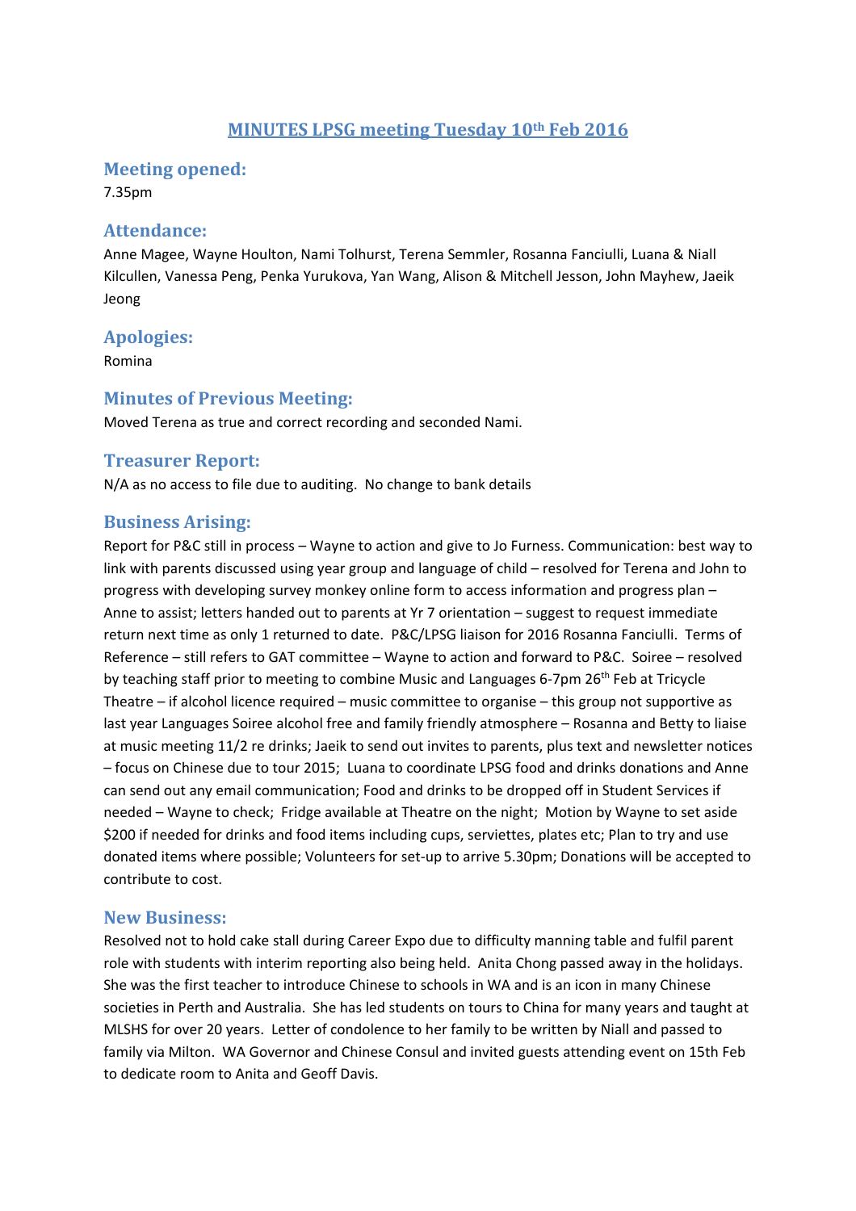# MINUTES LPSG meeting Tuesday 10th Feb 2016

## Meeting opened:

7.35pm

## Attendance:

Anne Magee, Wayne Houlton, Nami Tolhurst, Terena Semmler, Rosanna Fanciulli, Luana & Niall Kilcullen, Vanessa Peng, Penka Yurukova, Yan Wang, Alison & Mitchell Jesson, John Mayhew, Jaeik Jeong

## Apologies:

Romina

## Minutes of Previous Meeting:

Moved Terena as true and correct recording and seconded Nami.

## Treasurer Report:

N/A as no access to file due to auditing. No change to bank details

## Business Arising:

Report for P&C still in process – Wayne to action and give to Jo Furness. Communication: best way to link with parents discussed using year group and language of child – resolved for Terena and John to progress with developing survey monkey online form to access information and progress plan – Anne to assist; letters handed out to parents at Yr 7 orientation – suggest to request immediate return next time as only 1 returned to date. P&C/LPSG liaison for 2016 Rosanna Fanciulli. Terms of Reference – still refers to GAT committee – Wayne to action and forward to P&C. Soiree – resolved by teaching staff prior to meeting to combine Music and Languages 6-7pm 26th Feb at Tricycle Theatre – if alcohol licence required – music committee to organise – this group not supportive as last year Languages Soiree alcohol free and family friendly atmosphere – Rosanna and Betty to liaise at music meeting 11/2 re drinks; Jaeik to send out invites to parents, plus text and newsletter notices – focus on Chinese due to tour 2015; Luana to coordinate LPSG food and drinks donations and Anne can send out any email communication; Food and drinks to be dropped off in Student Services if needed – Wayne to check; Fridge available at Theatre on the night; Motion by Wayne to set aside $200 if needed for drinks and food items including cups, serviettes, plates etc; Plan to try and use donated items where possible; Volunteers for set-up to arrive 5.30pm; Donations will be accepted to contribute to cost.

## New Business:

Resolved not to hold cake stall during Career Expo due to difficulty manning table and fulfil parent role with students with interim reporting also being held. Anita Chong passed away in the holidays. She was the first teacher to introduce Chinese to schools in WA and is an icon in many Chinese societies in Perth and Australia. She has led students on tours to China for many years and taught at MLSHS for over 20 years. Letter of condolence to her family to be written by Niall and passed to family via Milton. WA Governor and Chinese Consul and invited guests attending event on 15th Feb to dedicate room to Anita and Geoff Davis.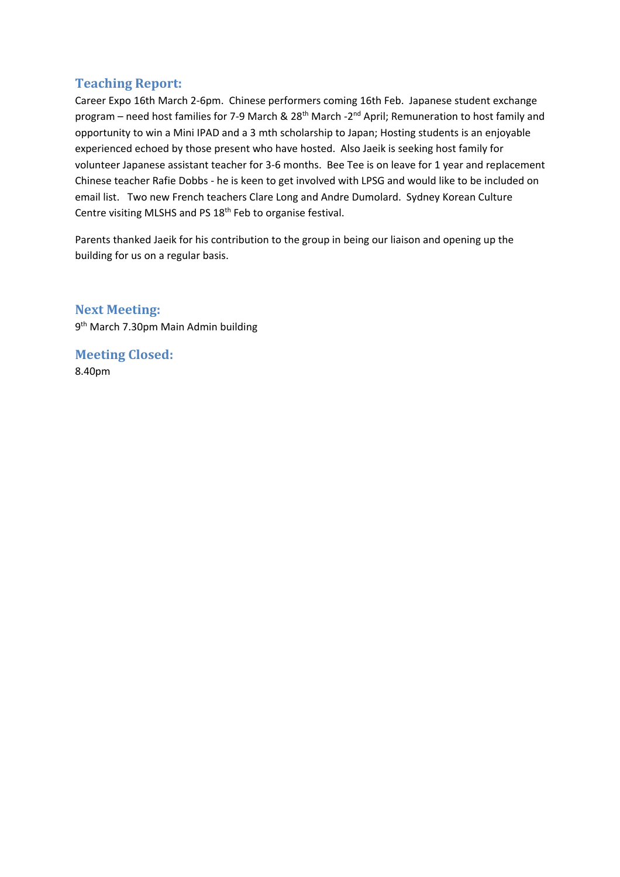## Teaching Report:

Career Expo 16th March 2-6pm. Chinese performers coming 16th Feb. Japanese student exchange program – need host families for 7-9 March & 28th March -2nd April; Remuneration to host family and opportunity to win a Mini IPAD and a 3 mth scholarship to Japan; Hosting students is an enjoyable experienced echoed by those present who have hosted. Also Jaeik is seeking host family for volunteer Japanese assistant teacher for 3-6 months. Bee Tee is on leave for 1 year and replacement Chinese teacher Rafie Dobbs - he is keen to get involved with LPSG and would like to be included on email list. Two new French teachers Clare Long and Andre Dumolard. Sydney Korean Culture Centre visiting MLSHS and PS 18th Feb to organise festival.

Parents thanked Jaeik for his contribution to the group in being our liaison and opening up the building for us on a regular basis.

## Next Meeting:

9th March 7.30pm Main Admin building

## Meeting Closed:

8.40pm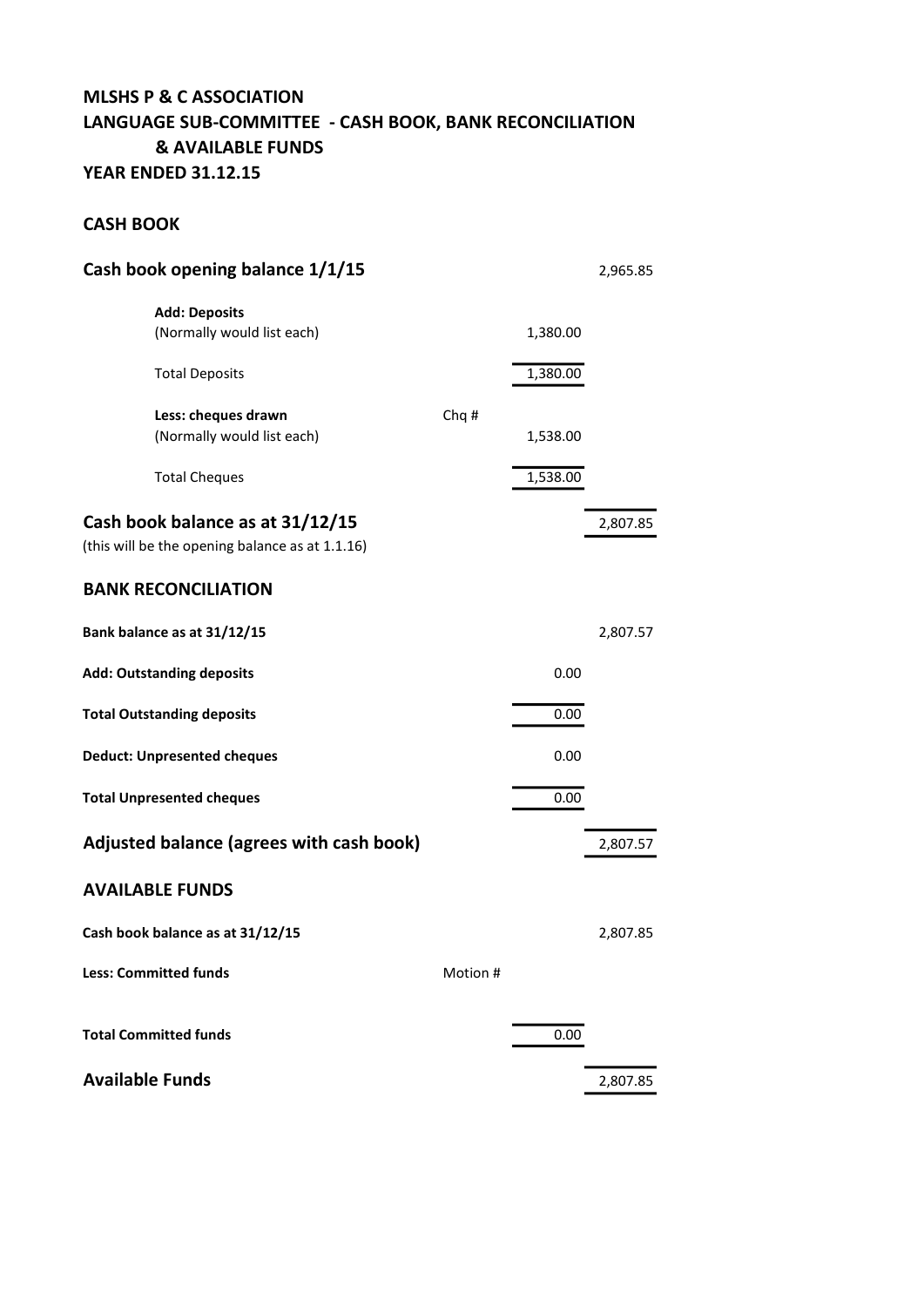# MLSHS P & C ASSOCIATION
# LANGUAGE SUB-COMMITTEE - CASH BOOK, BANK RECONCILIATION & AVAILABLE FUNDS
# YEAR ENDED 31.12.15

## CASH BOOK

| | | | |
|---|---|---|---|
| **Cash book opening balance 1/1/15** | | | 2,965.85 |
| **Add: Deposits** | | | |
| (Normally would list each) | | 1,380.00 | |
| Total Deposits | | 1,380.00 | |
| **Less: cheques drawn** | Chq # | | |
| (Normally would list each) | | 1,538.00 | |
| Total Cheques | | 1,538.00 | |
| **Cash book balance as at 31/12/15** | | | 2,807.85 |
| (this will be the opening balance as at 1.1.16) | | | |

## BANK RECONCILIATION

| | | | |
|---|---|---|---|
| **Bank balance as at 31/12/15** | | | 2,807.57 |
| **Add: Outstanding deposits** | | 0.00 | |
| **Total Outstanding deposits** | | 0.00 | |
| **Deduct: Unpresented cheques** | | 0.00 | |
| **Total Unpresented cheques** | | 0.00 | |
| **Adjusted balance (agrees with cash book)** | | | 2,807.57 |

## AVAILABLE FUNDS

| | | | |
|---|---|---|---|
| **Cash book balance as at 31/12/15** | | | 2,807.85 |
| **Less: Committed funds** | Motion # | | |
| **Total Committed funds** | | 0.00 | |
| **Available Funds** | | | 2,807.85 |